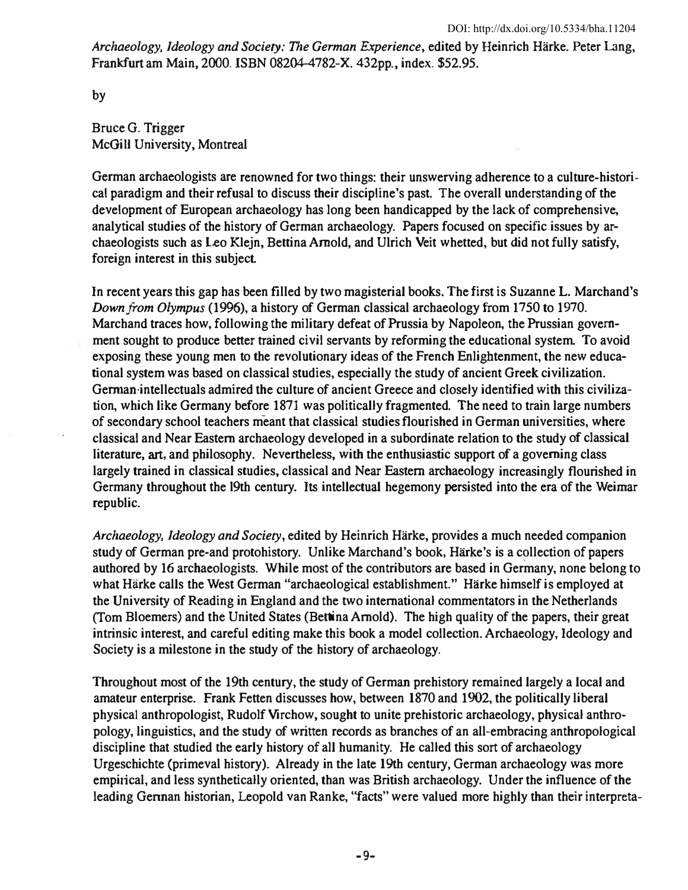DOI: http://dx.doi.org/10.5334/bha.11204

*Archaeology, Ideology and Society: The German Experience*, edited by Heinrich Härke. Peter Lang, Frankfurt am Main, 2000. ISBN 08204-4782-X. 432pp., index. $52.95.

by

Bruce G. Trigger
McGill University, Montreal

German archaeologists are renowned for two things: their unswerving adherence to a culture-historical paradigm and their refusal to discuss their discipline's past. The overall understanding of the development of European archaeology has long been handicapped by the lack of comprehensive, analytical studies of the history of German archaeology. Papers focused on specific issues by archaeologists such as Leo Klejn, Bettina Arnold, and Ulrich Veit whetted, but did not fully satisfy, foreign interest in this subject.

In recent years this gap has been filled by two magisterial books. The first is Suzanne L. Marchand's *Down from Olympus* (1996), a history of German classical archaeology from 1750 to 1970. Marchand traces how, following the military defeat of Prussia by Napoleon, the Prussian government sought to produce better trained civil servants by reforming the educational system. To avoid exposing these young men to the revolutionary ideas of the French Enlightenment, the new educational system was based on classical studies, especially the study of ancient Greek civilization. German intellectuals admired the culture of ancient Greece and closely identified with this civilization, which like Germany before 1871 was politically fragmented. The need to train large numbers of secondary school teachers meant that classical studies flourished in German universities, where classical and Near Eastern archaeology developed in a subordinate relation to the study of classical literature, art, and philosophy. Nevertheless, with the enthusiastic support of a governing class largely trained in classical studies, classical and Near Eastern archaeology increasingly flourished in Germany throughout the 19th century. Its intellectual hegemony persisted into the era of the Weimar republic.

*Archaeology, Ideology and Society*, edited by Heinrich Härke, provides a much needed companion study of German pre-and protohistory. Unlike Marchand's book, Härke's is a collection of papers authored by 16 archaeologists. While most of the contributors are based in Germany, none belong to what Härke calls the West German "archaeological establishment." Härke himself is employed at the University of Reading in England and the two international commentators in the Netherlands (Tom Bloemers) and the United States (Bettina Arnold). The high quality of the papers, their great intrinsic interest, and careful editing make this book a model collection. Archaeology, Ideology and Society is a milestone in the study of the history of archaeology.

Throughout most of the 19th century, the study of German prehistory remained largely a local and amateur enterprise. Frank Fetten discusses how, between 1870 and 1902, the politically liberal physical anthropologist, Rudolf Virchow, sought to unite prehistoric archaeology, physical anthropology, linguistics, and the study of written records as branches of an all-embracing anthropological discipline that studied the early history of all humanity. He called this sort of archaeology Urgeschichte (primeval history). Already in the late 19th century, German archaeology was more empirical, and less synthetically oriented, than was British archaeology. Under the influence of the leading German historian, Leopold van Ranke, "facts" were valued more highly than their interpreta-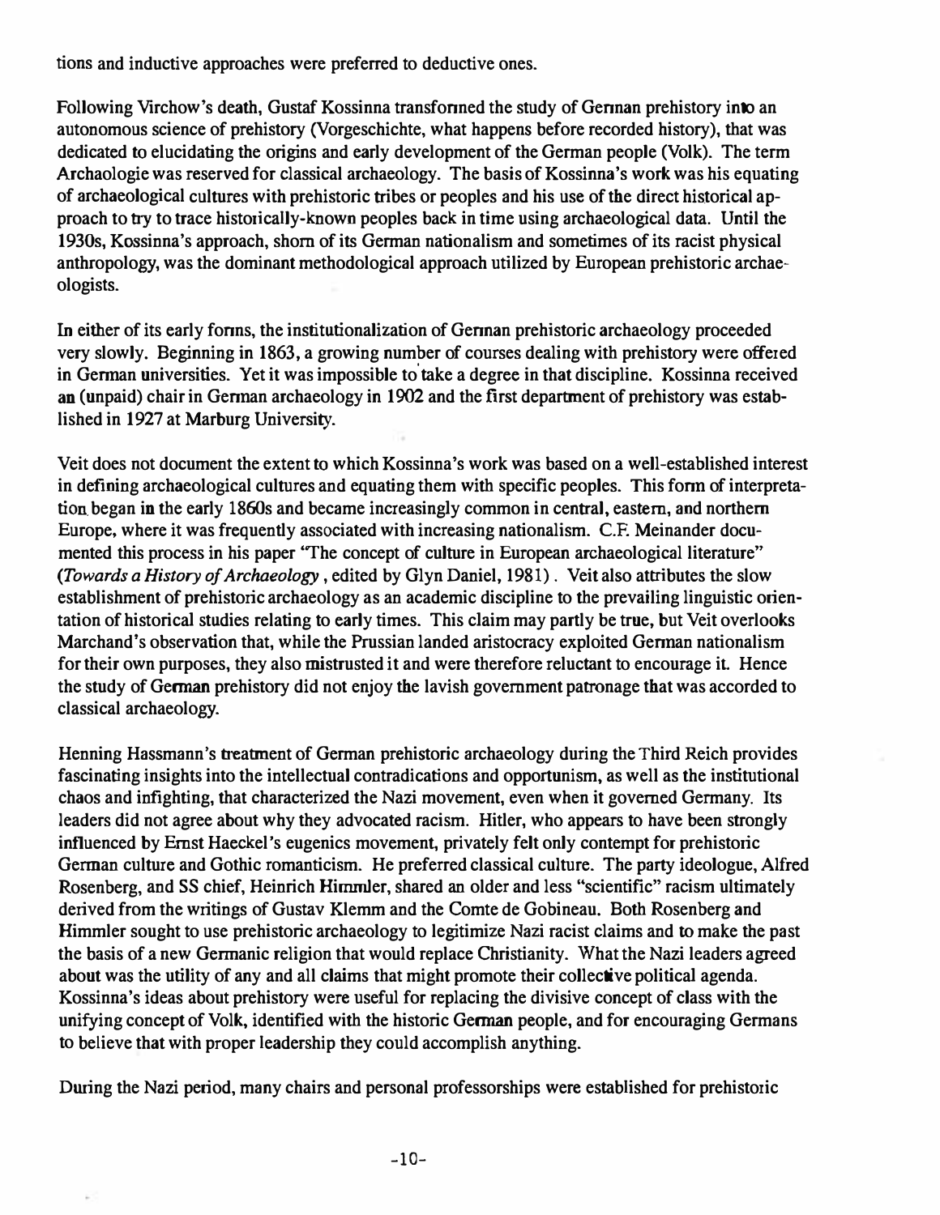tions and inductive approaches were preferred to deductive ones.

Following Virchow's death, Gustaf Kossinna transformed the study of German prehistory into an autonomous science of prehistory (Vorgeschichte, what happens before recorded history), that was dedicated to elucidating the origins and early development of the German people (Volk). The term Archaologie was reserved for classical archaeology. The basis of Kossinna's work was his equating of archaeological cultures with prehistoric tribes or peoples and his use of the direct historical approach to try to trace historically-known peoples back in time using archaeological data. Until the 1930s, Kossinna's approach, shorn of its German nationalism and sometimes of its racist physical anthropology, was the dominant methodological approach utilized by European prehistoric archaeologists.

In either of its early forms, the institutionalization of German prehistoric archaeology proceeded very slowly. Beginning in 1863, a growing number of courses dealing with prehistory were offered in German universities. Yet it was impossible to take a degree in that discipline. Kossinna received an (unpaid) chair in German archaeology in 1902 and the first department of prehistory was established in 1927 at Marburg University.

Veit does not document the extent to which Kossinna's work was based on a well-established interest in defining archaeological cultures and equating them with specific peoples. This form of interpretation began in the early 1860s and became increasingly common in central, eastern, and northern Europe, where it was frequently associated with increasing nationalism. C.F. Meinander documented this process in his paper "The concept of culture in European archaeological literature" (*Towards a History of Archaeology*, edited by Glyn Daniel, 1981). Veit also attributes the slow establishment of prehistoric archaeology as an academic discipline to the prevailing linguistic orientation of historical studies relating to early times. This claim may partly be true, but Veit overlooks Marchand's observation that, while the Prussian landed aristocracy exploited German nationalism for their own purposes, they also mistrusted it and were therefore reluctant to encourage it. Hence the study of German prehistory did not enjoy the lavish government patronage that was accorded to classical archaeology.

Henning Hassmann's treatment of German prehistoric archaeology during the Third Reich provides fascinating insights into the intellectual contradications and opportunism, as well as the institutional chaos and infighting, that characterized the Nazi movement, even when it governed Germany. Its leaders did not agree about why they advocated racism. Hitler, who appears to have been strongly influenced by Ernst Haeckel's eugenics movement, privately felt only contempt for prehistoric German culture and Gothic romanticism. He preferred classical culture. The party ideologue, Alfred Rosenberg, and SS chief, Heinrich Himmler, shared an older and less "scientific" racism ultimately derived from the writings of Gustav Klemm and the Comte de Gobineau. Both Rosenberg and Himmler sought to use prehistoric archaeology to legitimize Nazi racist claims and to make the past the basis of a new Germanic religion that would replace Christianity. What the Nazi leaders agreed about was the utility of any and all claims that might promote their collective political agenda. Kossinna's ideas about prehistory were useful for replacing the divisive concept of class with the unifying concept of Volk, identified with the historic German people, and for encouraging Germans to believe that with proper leadership they could accomplish anything.

During the Nazi period, many chairs and personal professorships were established for prehistoric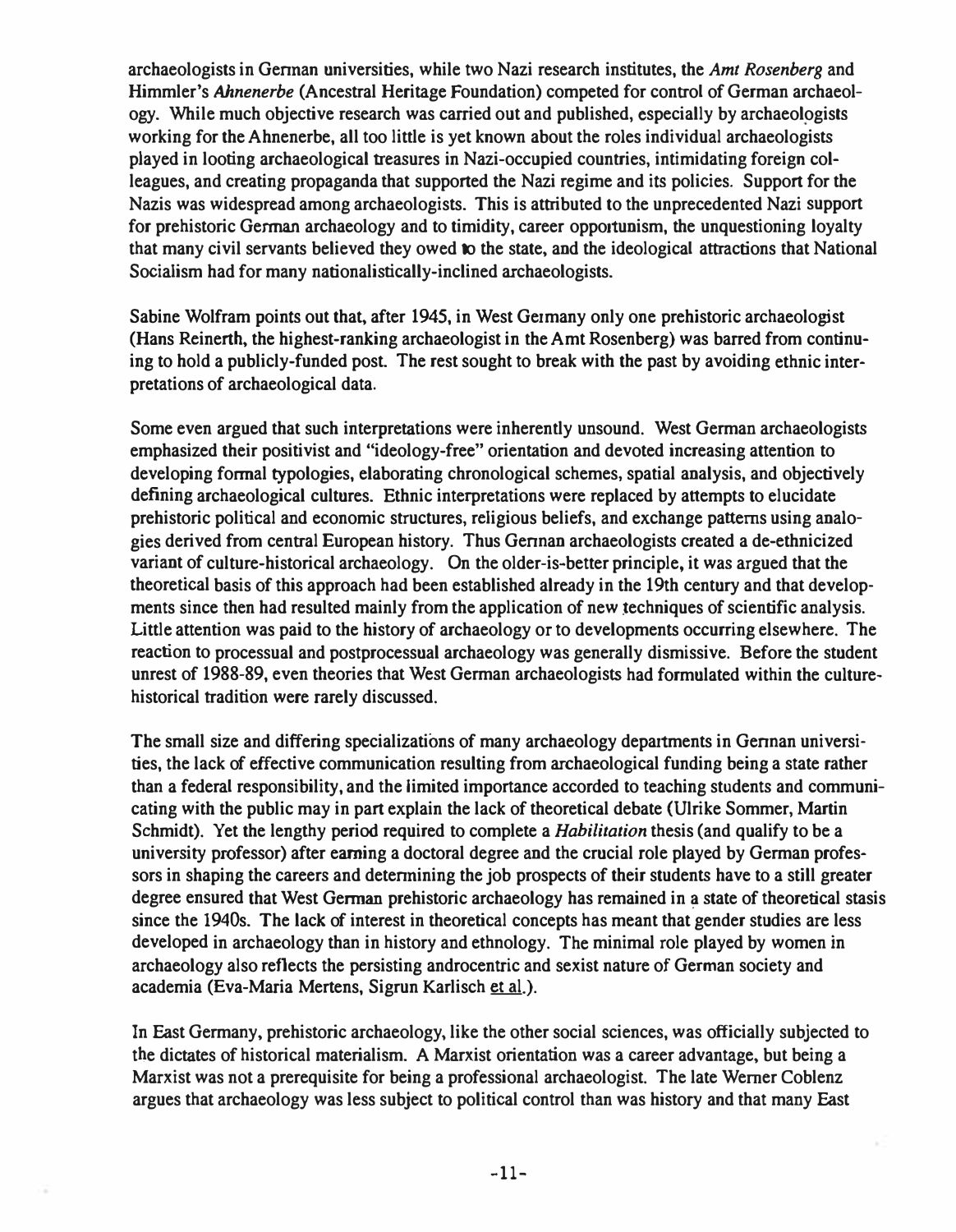archaeologists in German universities, while two Nazi research institutes, the *Amt Rosenberg* and Himmler's *Ahnenerbe* (Ancestral Heritage Foundation) competed for control of German archaeology. While much objective research was carried out and published, especially by archaeologists working for the Ahnenerbe, all too little is yet known about the roles individual archaeologists played in looting archaeological treasures in Nazi-occupied countries, intimidating foreign colleagues, and creating propaganda that supported the Nazi regime and its policies. Support for the Nazis was widespread among archaeologists. This is attributed to the unprecedented Nazi support for prehistoric German archaeology and to timidity, career opportunism, the unquestioning loyalty that many civil servants believed they owed to the state, and the ideological attractions that National Socialism had for many nationalistically-inclined archaeologists.

Sabine Wolfram points out that, after 1945, in West Germany only one prehistoric archaeologist (Hans Reinerth, the highest-ranking archaeologist in the Amt Rosenberg) was barred from continuing to hold a publicly-funded post. The rest sought to break with the past by avoiding ethnic interpretations of archaeological data.

Some even argued that such interpretations were inherently unsound. West German archaeologists emphasized their positivist and "ideology-free" orientation and devoted increasing attention to developing formal typologies, elaborating chronological schemes, spatial analysis, and objectively defining archaeological cultures. Ethnic interpretations were replaced by attempts to elucidate prehistoric political and economic structures, religious beliefs, and exchange patterns using analogies derived from central European history. Thus German archaeologists created a de-ethnicized variant of culture-historical archaeology. On the older-is-better principle, it was argued that the theoretical basis of this approach had been established already in the 19th century and that developments since then had resulted mainly from the application of new techniques of scientific analysis. Little attention was paid to the history of archaeology or to developments occurring elsewhere. The reaction to processual and postprocessual archaeology was generally dismissive. Before the student unrest of 1988-89, even theories that West German archaeologists had formulated within the culture-historical tradition were rarely discussed.

The small size and differing specializations of many archaeology departments in German universities, the lack of effective communication resulting from archaeological funding being a state rather than a federal responsibility, and the limited importance accorded to teaching students and communicating with the public may in part explain the lack of theoretical debate (Ulrike Sommer, Martin Schmidt). Yet the lengthy period required to complete a *Habilitation* thesis (and qualify to be a university professor) after earning a doctoral degree and the crucial role played by German professors in shaping the careers and determining the job prospects of their students have to a still greater degree ensured that West German prehistoric archaeology has remained in a state of theoretical stasis since the 1940s. The lack of interest in theoretical concepts has meant that gender studies are less developed in archaeology than in history and ethnology. The minimal role played by women in archaeology also reflects the persisting androcentric and sexist nature of German society and academia (Eva-Maria Mertens, Sigrun Karlisch et al.).

In East Germany, prehistoric archaeology, like the other social sciences, was officially subjected to the dictates of historical materialism. A Marxist orientation was a career advantage, but being a Marxist was not a prerequisite for being a professional archaeologist. The late Werner Coblenz argues that archaeology was less subject to political control than was history and that many East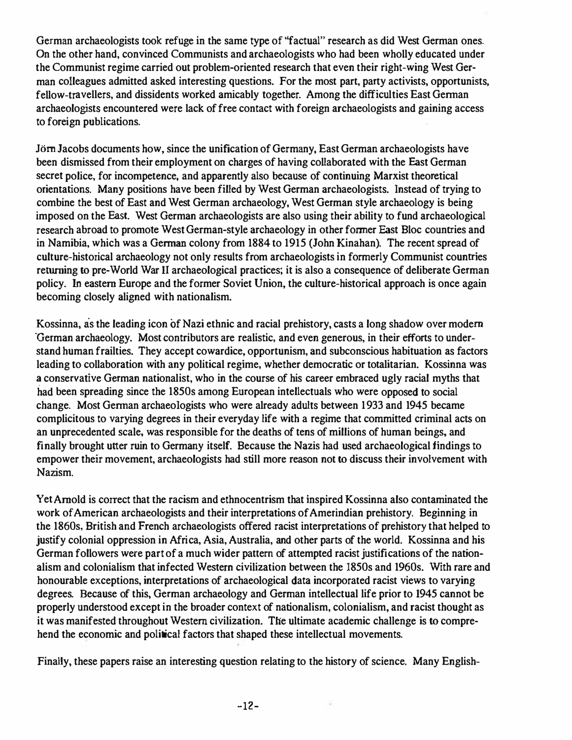German archaeologists took refuge in the same type of "factual" research as did West German ones. On the other hand, convinced Communists and archaeologists who had been wholly educated under the Communist regime carried out problem-oriented research that even their right-wing West German colleagues admitted asked interesting questions. For the most part, party activists, opportunists, fellow-travellers, and dissidents worked amicably together. Among the difficulties East German archaeologists encountered were lack of free contact with foreign archaeologists and gaining access to foreign publications.

Jörn Jacobs documents how, since the unification of Germany, East German archaeologists have been dismissed from their employment on charges of having collaborated with the East German secret police, for incompetence, and apparently also because of continuing Marxist theoretical orientations. Many positions have been filled by West German archaeologists. Instead of trying to combine the best of East and West German archaeology, West German style archaeology is being imposed on the East. West German archaeologists are also using their ability to fund archaeological research abroad to promote West German-style archaeology in other former East Bloc countries and in Namibia, which was a German colony from 1884 to 1915 (John Kinahan). The recent spread of culture-historical archaeology not only results from archaeologists in formerly Communist countries returning to pre-World War II archaeological practices; it is also a consequence of deliberate German policy. In eastern Europe and the former Soviet Union, the culture-historical approach is once again becoming closely aligned with nationalism.

Kossinna, as the leading icon of Nazi ethnic and racial prehistory, casts a long shadow over modern German archaeology. Most contributors are realistic, and even generous, in their efforts to understand human frailties. They accept cowardice, opportunism, and subconscious habituation as factors leading to collaboration with any political regime, whether democratic or totalitarian. Kossinna was a conservative German nationalist, who in the course of his career embraced ugly racial myths that had been spreading since the 1850s among European intellectuals who were opposed to social change. Most German archaeologists who were already adults between 1933 and 1945 became complicitous to varying degrees in their everyday life with a regime that committed criminal acts on an unprecedented scale, was responsible for the deaths of tens of millions of human beings, and finally brought utter ruin to Germany itself. Because the Nazis had used archaeological findings to empower their movement, archaeologists had still more reason not to discuss their involvement with Nazism.

Yet Arnold is correct that the racism and ethnocentrism that inspired Kossinna also contaminated the work of American archaeologists and their interpretations of Amerindian prehistory. Beginning in the 1860s, British and French archaeologists offered racist interpretations of prehistory that helped to justify colonial oppression in Africa, Asia, Australia, and other parts of the world. Kossinna and his German followers were part of a much wider pattern of attempted racist justifications of the nationalism and colonialism that infected Western civilization between the 1850s and 1960s. With rare and honourable exceptions, interpretations of archaeological data incorporated racist views to varying degrees. Because of this, German archaeology and German intellectual life prior to 1945 cannot be properly understood except in the broader context of nationalism, colonialism, and racist thought as it was manifested throughout Western civilization. The ultimate academic challenge is to comprehend the economic and political factors that shaped these intellectual movements.

Finally, these papers raise an interesting question relating to the history of science. Many English-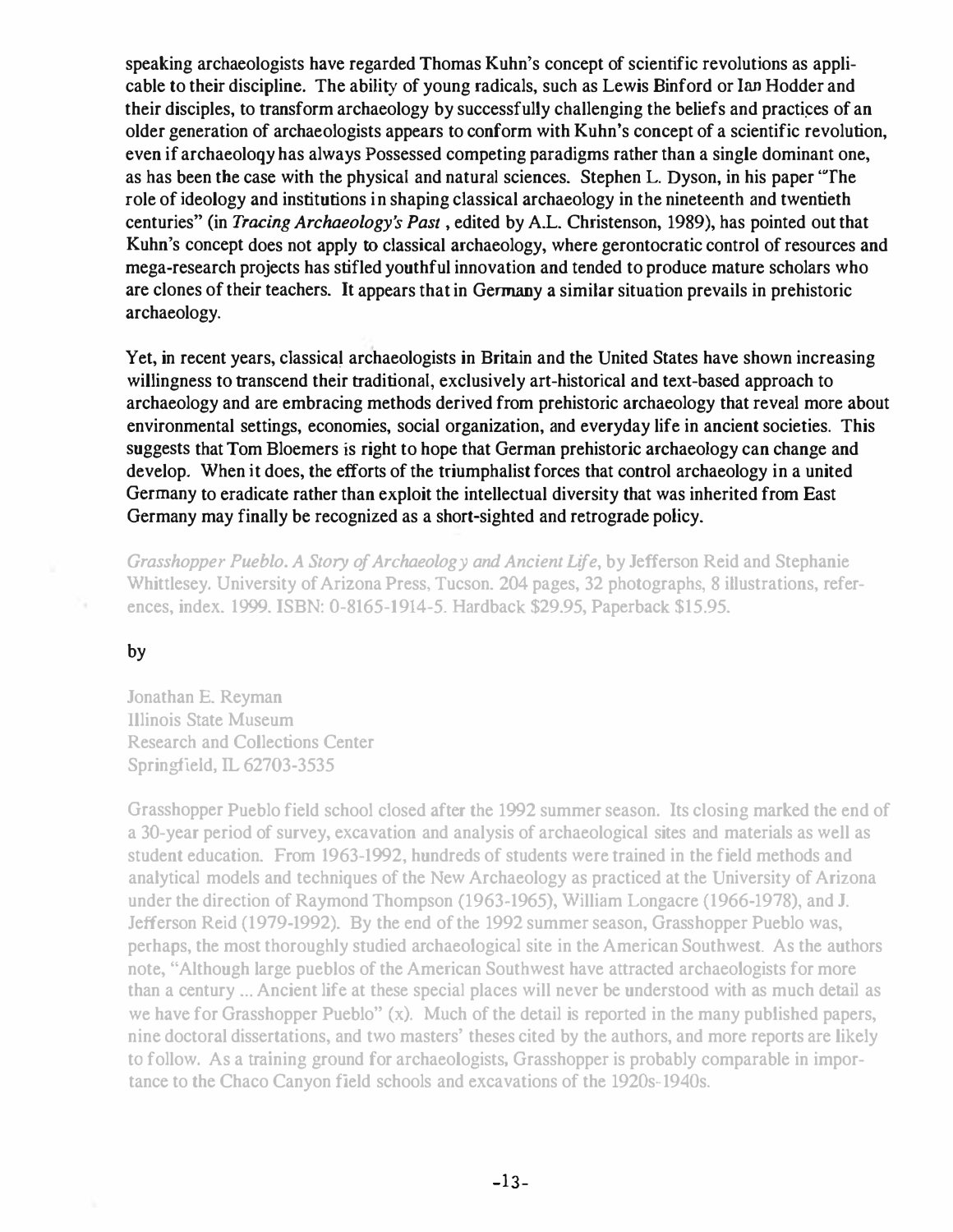speaking archaeologists have regarded Thomas Kuhn's concept of scientific revolutions as applicable to their discipline. The ability of young radicals, such as Lewis Binford or Ian Hodder and their disciples, to transform archaeology by successfully challenging the beliefs and practices of an older generation of archaeologists appears to conform with Kuhn's concept of a scientific revolution, even if archaeoloqy has always Possessed competing paradigms rather than a single dominant one, as has been the case with the physical and natural sciences. Stephen L. Dyson, in his paper "The role of ideology and institutions in shaping classical archaeology in the nineteenth and twentieth centuries" (in *Tracing Archaeology's Past*, edited by A.L. Christenson, 1989), has pointed out that Kuhn's concept does not apply to classical archaeology, where gerontocratic control of resources and mega-research projects has stifled youthful innovation and tended to produce mature scholars who are clones of their teachers. It appears that in Germany a similar situation prevails in prehistoric archaeology.

Yet, in recent years, classical archaeologists in Britain and the United States have shown increasing willingness to transcend their traditional, exclusively art-historical and text-based approach to archaeology and are embracing methods derived from prehistoric archaeology that reveal more about environmental settings, economies, social organization, and everyday life in ancient societies. This suggests that Tom Bloemers is right to hope that German prehistoric archaeology can change and develop. When it does, the efforts of the triumphalist forces that control archaeology in a united Germany to eradicate rather than exploit the intellectual diversity that was inherited from East Germany may finally be recognized as a short-sighted and retrograde policy.

*Grasshopper Pueblo. A Story of Archaeology and Ancient Life*, by Jefferson Reid and Stephanie Whittlesey. University of Arizona Press, Tucson. 204 pages, 32 photographs, 8 illustrations, references, index. 1999. ISBN: 0-8165-1914-5. Hardback $29.95, Paperback $15.95.

by

Jonathan E. Reyman
Illinois State Museum
Research and Collections Center
Springfield, IL 62703-3535

Grasshopper Pueblo field school closed after the 1992 summer season. Its closing marked the end of a 30-year period of survey, excavation and analysis of archaeological sites and materials as well as student education. From 1963-1992, hundreds of students were trained in the field methods and analytical models and techniques of the New Archaeology as practiced at the University of Arizona under the direction of Raymond Thompson (1963-1965), William Longacre (1966-1978), and J. Jefferson Reid (1979-1992). By the end of the 1992 summer season, Grasshopper Pueblo was, perhaps, the most thoroughly studied archaeological site in the American Southwest. As the authors note, "Although large pueblos of the American Southwest have attracted archaeologists for more than a century ... Ancient life at these special places will never be understood with as much detail as we have for Grasshopper Pueblo" (x). Much of the detail is reported in the many published papers, nine doctoral dissertations, and two masters' theses cited by the authors, and more reports are likely to follow. As a training ground for archaeologists, Grasshopper is probably comparable in importance to the Chaco Canyon field schools and excavations of the 1920s-1940s.